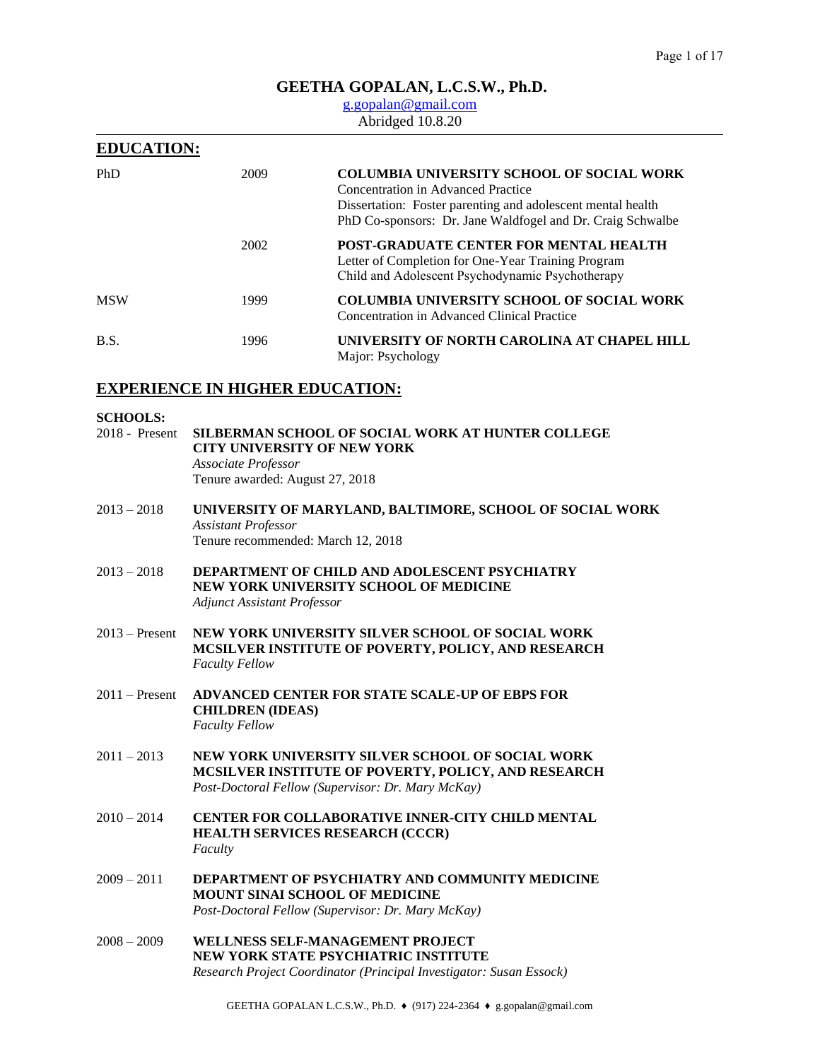# GEETHA GOPALAN, L.C.S.W., Ph.D.

g.gopalan@gmail.com

Abridged 10.8.20

## EDUCATION:

| | | |
|---|---|---|
| PhD | 2009 | **COLUMBIA UNIVERSITY SCHOOL OF SOCIAL WORK**<br>Concentration in Advanced Practice<br>Dissertation: Foster parenting and adolescent mental health<br>PhD Co-sponsors: Dr. Jane Waldfogel and Dr. Craig Schwalbe |
| | 2002 | **POST-GRADUATE CENTER FOR MENTAL HEALTH**<br>Letter of Completion for One-Year Training Program<br>Child and Adolescent Psychodynamic Psychotherapy |
| MSW | 1999 | **COLUMBIA UNIVERSITY SCHOOL OF SOCIAL WORK**<br>Concentration in Advanced Clinical Practice |
| B.S. | 1996 | **UNIVERSITY OF NORTH CAROLINA AT CHAPEL HILL**<br>Major: Psychology |

## EXPERIENCE IN HIGHER EDUCATION:

**SCHOOLS:**

2018 - Present **SILBERMAN SCHOOL OF SOCIAL WORK AT HUNTER COLLEGE CITY UNIVERSITY OF NEW YORK**
*Associate Professor*
Tenure awarded: August 27, 2018

2013 – 2018 **UNIVERSITY OF MARYLAND, BALTIMORE, SCHOOL OF SOCIAL WORK**
*Assistant Professor*
Tenure recommended: March 12, 2018

2013 – 2018 **DEPARTMENT OF CHILD AND ADOLESCENT PSYCHIATRY NEW YORK UNIVERSITY SCHOOL OF MEDICINE**
*Adjunct Assistant Professor*

2013 – Present **NEW YORK UNIVERSITY SILVER SCHOOL OF SOCIAL WORK MCSILVER INSTITUTE OF POVERTY, POLICY, AND RESEARCH**
*Faculty Fellow*

2011 – Present **ADVANCED CENTER FOR STATE SCALE-UP OF EBPS FOR CHILDREN (IDEAS)**
*Faculty Fellow*

2011 – 2013 **NEW YORK UNIVERSITY SILVER SCHOOL OF SOCIAL WORK MCSILVER INSTITUTE OF POVERTY, POLICY, AND RESEARCH**
*Post-Doctoral Fellow (Supervisor: Dr. Mary McKay)*

2010 – 2014 **CENTER FOR COLLABORATIVE INNER-CITY CHILD MENTAL HEALTH SERVICES RESEARCH (CCCR)**
*Faculty*

2009 – 2011 **DEPARTMENT OF PSYCHIATRY AND COMMUNITY MEDICINE MOUNT SINAI SCHOOL OF MEDICINE**
*Post-Doctoral Fellow (Supervisor: Dr. Mary McKay)*

2008 – 2009 **WELLNESS SELF-MANAGEMENT PROJECT NEW YORK STATE PSYCHIATRIC INSTITUTE**
*Research Project Coordinator (Principal Investigator: Susan Essock)*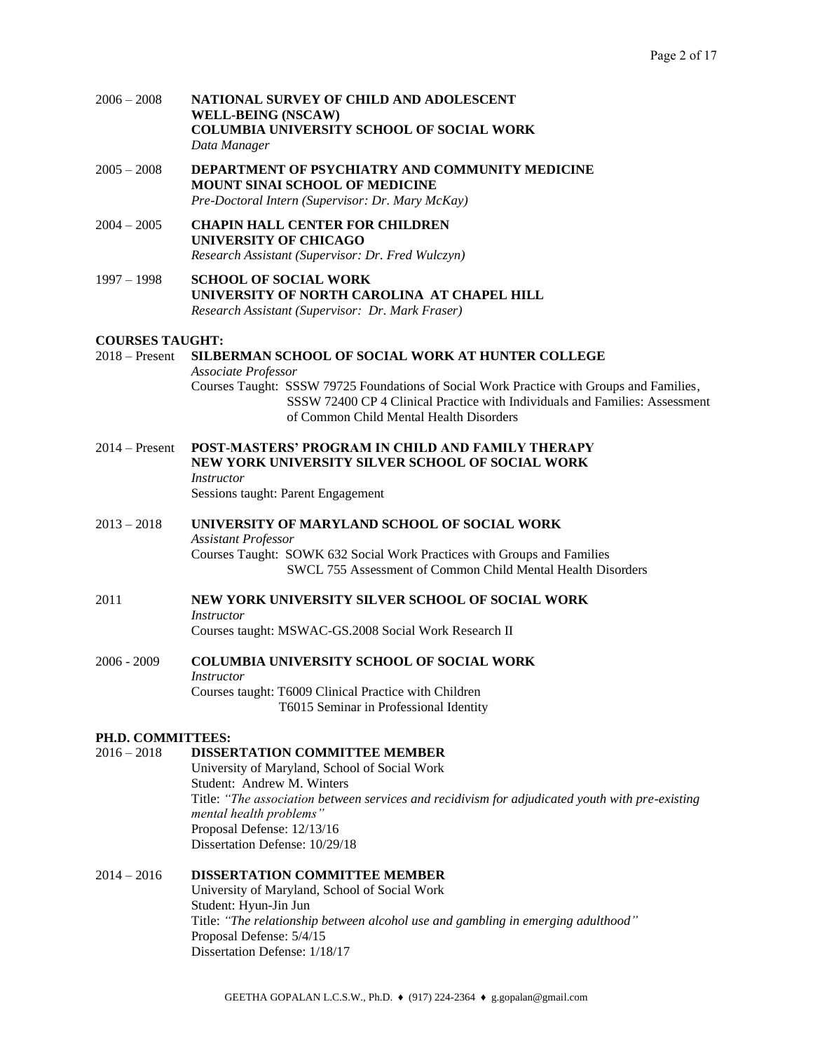2006 – 2008 **NATIONAL SURVEY OF CHILD AND ADOLESCENT WELL-BEING (NSCAW)**
**COLUMBIA UNIVERSITY SCHOOL OF SOCIAL WORK**
*Data Manager*

2005 – 2008 **DEPARTMENT OF PSYCHIATRY AND COMMUNITY MEDICINE**
**MOUNT SINAI SCHOOL OF MEDICINE**
*Pre-Doctoral Intern (Supervisor: Dr. Mary McKay)*

2004 – 2005 **CHAPIN HALL CENTER FOR CHILDREN**
**UNIVERSITY OF CHICAGO**
*Research Assistant (Supervisor: Dr. Fred Wulczyn)*

1997 – 1998 **SCHOOL OF SOCIAL WORK**
**UNIVERSITY OF NORTH CAROLINA AT CHAPEL HILL**
*Research Assistant (Supervisor: Dr. Mark Fraser)*

**COURSES TAUGHT:**

2018 – Present **SILBERMAN SCHOOL OF SOCIAL WORK AT HUNTER COLLEGE**
*Associate Professor*
Courses Taught: SSSW 79725 Foundations of Social Work Practice with Groups and Families,
SSSW 72400 CP 4 Clinical Practice with Individuals and Families: Assessment of Common Child Mental Health Disorders

2014 – Present **POST-MASTERS' PROGRAM IN CHILD AND FAMILY THERAPY**
**NEW YORK UNIVERSITY SILVER SCHOOL OF SOCIAL WORK**
*Instructor*
Sessions taught: Parent Engagement

2013 – 2018 **UNIVERSITY OF MARYLAND SCHOOL OF SOCIAL WORK**
*Assistant Professor*
Courses Taught: SOWK 632 Social Work Practices with Groups and Families
SWCL 755 Assessment of Common Child Mental Health Disorders

2011 **NEW YORK UNIVERSITY SILVER SCHOOL OF SOCIAL WORK**
*Instructor*
Courses taught: MSWAC-GS.2008 Social Work Research II

2006 - 2009 **COLUMBIA UNIVERSITY SCHOOL OF SOCIAL WORK**
*Instructor*
Courses taught: T6009 Clinical Practice with Children
T6015 Seminar in Professional Identity

**PH.D. COMMITTEES:**

2016 – 2018 **DISSERTATION COMMITTEE MEMBER**
University of Maryland, School of Social Work
Student: Andrew M. Winters
Title: *"The association between services and recidivism for adjudicated youth with pre-existing mental health problems"*
Proposal Defense: 12/13/16
Dissertation Defense: 10/29/18

2014 – 2016 **DISSERTATION COMMITTEE MEMBER**
University of Maryland, School of Social Work
Student: Hyun-Jin Jun
Title: *"The relationship between alcohol use and gambling in emerging adulthood"*
Proposal Defense: 5/4/15
Dissertation Defense: 1/18/17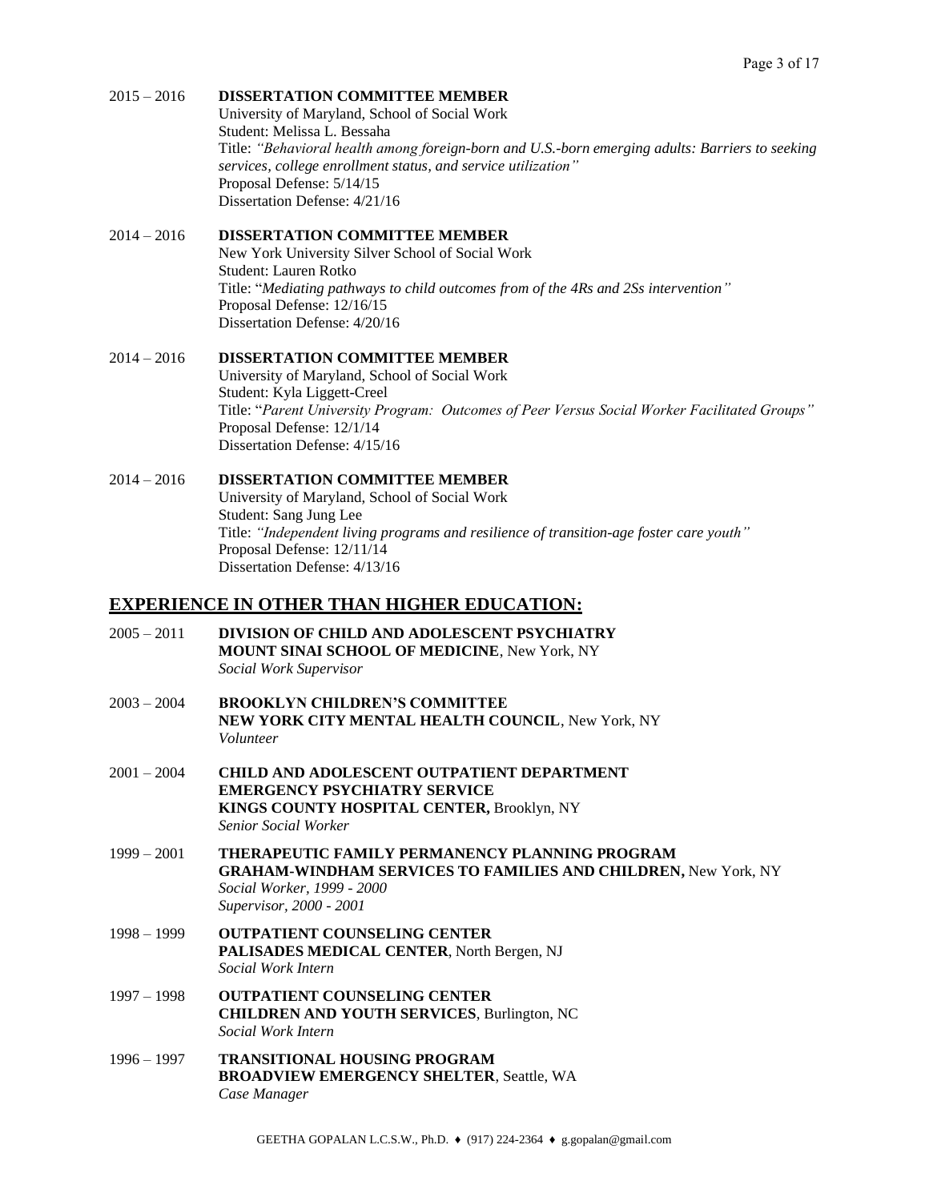2015 – 2016 **DISSERTATION COMMITTEE MEMBER**
University of Maryland, School of Social Work
Student: Melissa L. Bessaha
Title: *"Behavioral health among foreign-born and U.S.-born emerging adults: Barriers to seeking services, college enrollment status, and service utilization"*
Proposal Defense: 5/14/15
Dissertation Defense: 4/21/16

2014 – 2016 **DISSERTATION COMMITTEE MEMBER**
New York University Silver School of Social Work
Student: Lauren Rotko
Title: "*Mediating pathways to child outcomes from of the 4Rs and 2Ss intervention"*
Proposal Defense: 12/16/15
Dissertation Defense: 4/20/16

2014 – 2016 **DISSERTATION COMMITTEE MEMBER**
University of Maryland, School of Social Work
Student: Kyla Liggett-Creel
Title: "*Parent University Program: Outcomes of Peer Versus Social Worker Facilitated Groups"*
Proposal Defense: 12/1/14
Dissertation Defense: 4/15/16

2014 – 2016 **DISSERTATION COMMITTEE MEMBER**
University of Maryland, School of Social Work
Student: Sang Jung Lee
Title: *"Independent living programs and resilience of transition-age foster care youth"*
Proposal Defense: 12/11/14
Dissertation Defense: 4/13/16

## EXPERIENCE IN OTHER THAN HIGHER EDUCATION:

2005 – 2011 **DIVISION OF CHILD AND ADOLESCENT PSYCHIATRY**
**MOUNT SINAI SCHOOL OF MEDICINE**, New York, NY
*Social Work Supervisor*

2003 – 2004 **BROOKLYN CHILDREN'S COMMITTEE**
**NEW YORK CITY MENTAL HEALTH COUNCIL**, New York, NY
*Volunteer*

2001 – 2004 **CHILD AND ADOLESCENT OUTPATIENT DEPARTMENT**
**EMERGENCY PSYCHIATRY SERVICE**
**KINGS COUNTY HOSPITAL CENTER,** Brooklyn, NY
*Senior Social Worker*

1999 – 2001 **THERAPEUTIC FAMILY PERMANENCY PLANNING PROGRAM**
**GRAHAM-WINDHAM SERVICES TO FAMILIES AND CHILDREN,** New York, NY
*Social Worker, 1999 - 2000*
*Supervisor, 2000 - 2001*

1998 – 1999 **OUTPATIENT COUNSELING CENTER**
**PALISADES MEDICAL CENTER**, North Bergen, NJ
*Social Work Intern*

1997 – 1998 **OUTPATIENT COUNSELING CENTER**
**CHILDREN AND YOUTH SERVICES**, Burlington, NC
*Social Work Intern*

1996 – 1997 **TRANSITIONAL HOUSING PROGRAM**
**BROADVIEW EMERGENCY SHELTER**, Seattle, WA
*Case Manager*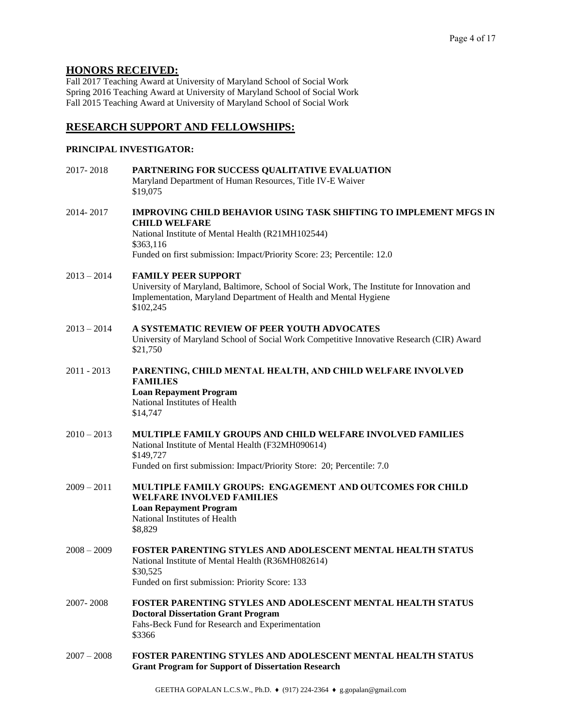## HONORS RECEIVED:

Fall 2017 Teaching Award at University of Maryland School of Social Work
Spring 2016 Teaching Award at University of Maryland School of Social Work
Fall 2015 Teaching Award at University of Maryland School of Social Work

## RESEARCH SUPPORT AND FELLOWSHIPS:

### PRINCIPAL INVESTIGATOR:

2017- 2018 **PARTNERING FOR SUCCESS QUALITATIVE EVALUATION**
Maryland Department of Human Resources, Title IV-E Waiver
$19,075

2014- 2017 **IMPROVING CHILD BEHAVIOR USING TASK SHIFTING TO IMPLEMENT MFGS IN CHILD WELFARE**
National Institute of Mental Health (R21MH102544)
$363,116
Funded on first submission: Impact/Priority Score: 23; Percentile: 12.0

2013 – 2014 **FAMILY PEER SUPPORT**
University of Maryland, Baltimore, School of Social Work, The Institute for Innovation and Implementation, Maryland Department of Health and Mental Hygiene
$102,245

2013 – 2014 **A SYSTEMATIC REVIEW OF PEER YOUTH ADVOCATES**
University of Maryland School of Social Work Competitive Innovative Research (CIR) Award
$21,750

2011 - 2013 **PARENTING, CHILD MENTAL HEALTH, AND CHILD WELFARE INVOLVED FAMILIES**
**Loan Repayment Program**
National Institutes of Health
$14,747

2010 – 2013 **MULTIPLE FAMILY GROUPS AND CHILD WELFARE INVOLVED FAMILIES**
National Institute of Mental Health (F32MH090614)
$149,727
Funded on first submission: Impact/Priority Store: 20; Percentile: 7.0

2009 – 2011 **MULTIPLE FAMILY GROUPS: ENGAGEMENT AND OUTCOMES FOR CHILD WELFARE INVOLVED FAMILIES**
**Loan Repayment Program**
National Institutes of Health
$8,829

2008 – 2009 **FOSTER PARENTING STYLES AND ADOLESCENT MENTAL HEALTH STATUS**
National Institute of Mental Health (R36MH082614)
$30,525
Funded on first submission: Priority Score: 133

2007- 2008 **FOSTER PARENTING STYLES AND ADOLESCENT MENTAL HEALTH STATUS**
**Doctoral Dissertation Grant Program**
Fahs-Beck Fund for Research and Experimentation
$3366

2007 – 2008 **FOSTER PARENTING STYLES AND ADOLESCENT MENTAL HEALTH STATUS**
**Grant Program for Support of Dissertation Research**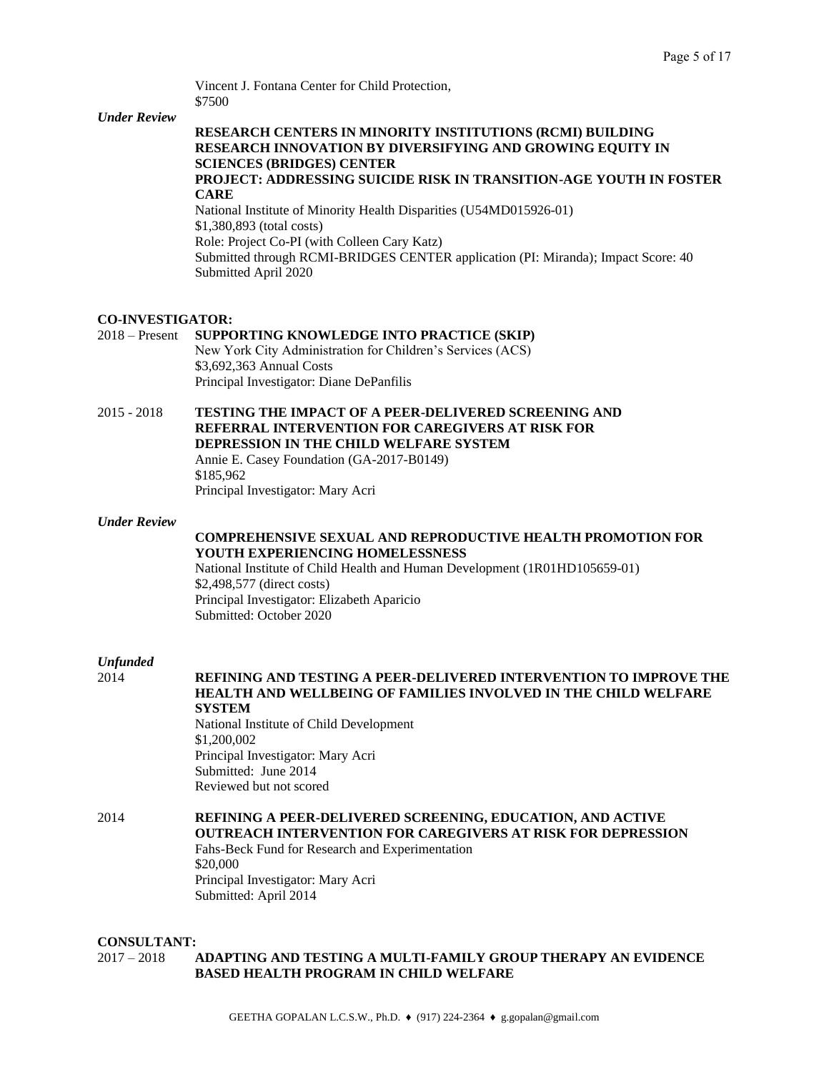Vincent J. Fontana Center for Child Protection,
$7500

*Under Review*

**RESEARCH CENTERS IN MINORITY INSTITUTIONS (RCMI) BUILDING RESEARCH INNOVATION BY DIVERSIFYING AND GROWING EQUITY IN SCIENCES (BRIDGES) CENTER**
**PROJECT: ADDRESSING SUICIDE RISK IN TRANSITION-AGE YOUTH IN FOSTER CARE**
National Institute of Minority Health Disparities (U54MD015926-01)
$1,380,893 (total costs)
Role: Project Co-PI (with Colleen Cary Katz)
Submitted through RCMI-BRIDGES CENTER application (PI: Miranda); Impact Score: 40
Submitted April 2020

**CO-INVESTIGATOR:**

2018 – Present **SUPPORTING KNOWLEDGE INTO PRACTICE (SKIP)**
New York City Administration for Children's Services (ACS)
$3,692,363 Annual Costs
Principal Investigator: Diane DePanfilis

2015 - 2018 **TESTING THE IMPACT OF A PEER-DELIVERED SCREENING AND REFERRAL INTERVENTION FOR CAREGIVERS AT RISK FOR DEPRESSION IN THE CHILD WELFARE SYSTEM**
Annie E. Casey Foundation (GA-2017-B0149)
$185,962
Principal Investigator: Mary Acri

*Under Review*

**COMPREHENSIVE SEXUAL AND REPRODUCTIVE HEALTH PROMOTION FOR YOUTH EXPERIENCING HOMELESSNESS**
National Institute of Child Health and Human Development (1R01HD105659-01)
$2,498,577 (direct costs)
Principal Investigator: Elizabeth Aparicio
Submitted: October 2020

*Unfunded*

2014 **REFINING AND TESTING A PEER-DELIVERED INTERVENTION TO IMPROVE THE HEALTH AND WELLBEING OF FAMILIES INVOLVED IN THE CHILD WELFARE SYSTEM**
National Institute of Child Development
$1,200,002
Principal Investigator: Mary Acri
Submitted: June 2014
Reviewed but not scored

2014 **REFINING A PEER-DELIVERED SCREENING, EDUCATION, AND ACTIVE OUTREACH INTERVENTION FOR CAREGIVERS AT RISK FOR DEPRESSION**
Fahs-Beck Fund for Research and Experimentation
$20,000
Principal Investigator: Mary Acri
Submitted: April 2014

**CONSULTANT:**

2017 – 2018 **ADAPTING AND TESTING A MULTI-FAMILY GROUP THERAPY AN EVIDENCE BASED HEALTH PROGRAM IN CHILD WELFARE**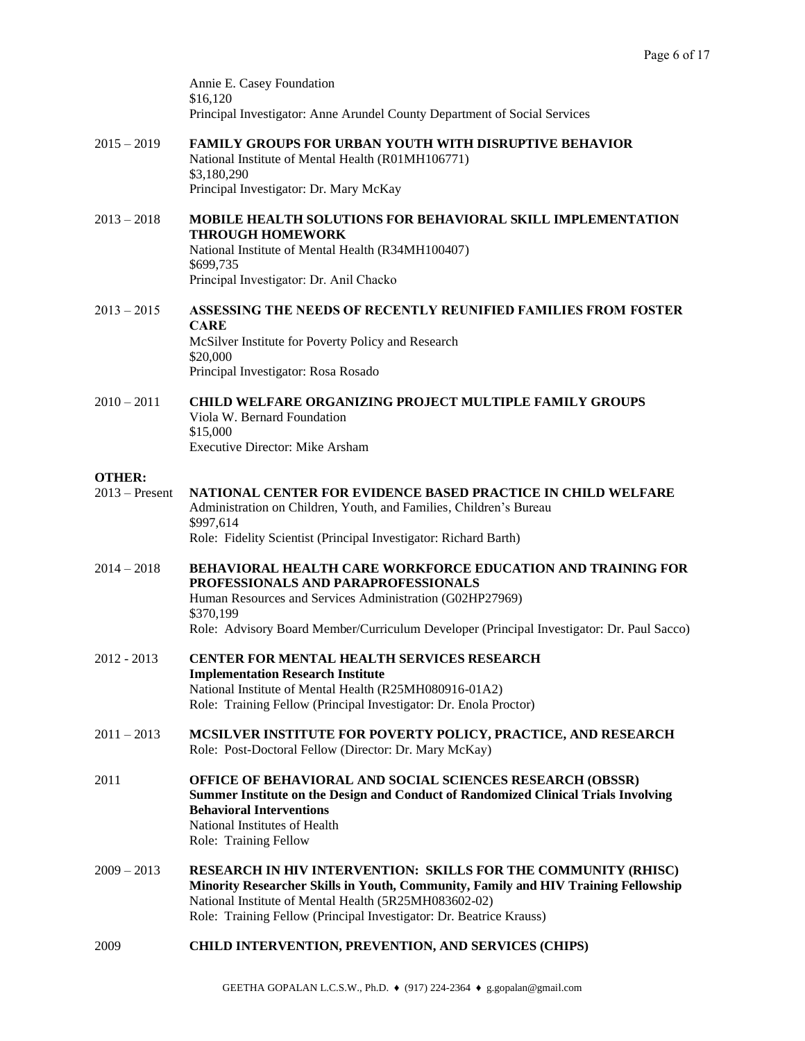Annie E. Casey Foundation
$16,120
Principal Investigator: Anne Arundel County Department of Social Services

2015 – 2019 **FAMILY GROUPS FOR URBAN YOUTH WITH DISRUPTIVE BEHAVIOR**
National Institute of Mental Health (R01MH106771)
$3,180,290
Principal Investigator: Dr. Mary McKay

2013 – 2018 **MOBILE HEALTH SOLUTIONS FOR BEHAVIORAL SKILL IMPLEMENTATION THROUGH HOMEWORK**
National Institute of Mental Health (R34MH100407)
$699,735
Principal Investigator: Dr. Anil Chacko

2013 – 2015 **ASSESSING THE NEEDS OF RECENTLY REUNIFIED FAMILIES FROM FOSTER CARE**
McSilver Institute for Poverty Policy and Research
$20,000
Principal Investigator: Rosa Rosado

2010 – 2011 **CHILD WELFARE ORGANIZING PROJECT MULTIPLE FAMILY GROUPS**
Viola W. Bernard Foundation
$15,000
Executive Director: Mike Arsham

**OTHER:**

2013 – Present **NATIONAL CENTER FOR EVIDENCE BASED PRACTICE IN CHILD WELFARE**
Administration on Children, Youth, and Families, Children's Bureau
$997,614
Role: Fidelity Scientist (Principal Investigator: Richard Barth)

2014 – 2018 **BEHAVIORAL HEALTH CARE WORKFORCE EDUCATION AND TRAINING FOR PROFESSIONALS AND PARAPROFESSIONALS**
Human Resources and Services Administration (G02HP27969)
$370,199
Role: Advisory Board Member/Curriculum Developer (Principal Investigator: Dr. Paul Sacco)

2012 - 2013 **CENTER FOR MENTAL HEALTH SERVICES RESEARCH**
**Implementation Research Institute**
National Institute of Mental Health (R25MH080916-01A2)
Role: Training Fellow (Principal Investigator: Dr. Enola Proctor)

2011 – 2013 **MCSILVER INSTITUTE FOR POVERTY POLICY, PRACTICE, AND RESEARCH**
Role: Post-Doctoral Fellow (Director: Dr. Mary McKay)

2011 **OFFICE OF BEHAVIORAL AND SOCIAL SCIENCES RESEARCH (OBSSR)**
**Summer Institute on the Design and Conduct of Randomized Clinical Trials Involving Behavioral Interventions**
National Institutes of Health
Role: Training Fellow

2009 – 2013 **RESEARCH IN HIV INTERVENTION: SKILLS FOR THE COMMUNITY (RHISC)**
**Minority Researcher Skills in Youth, Community, Family and HIV Training Fellowship**
National Institute of Mental Health (5R25MH083602-02)
Role: Training Fellow (Principal Investigator: Dr. Beatrice Krauss)

2009 **CHILD INTERVENTION, PREVENTION, AND SERVICES (CHIPS)**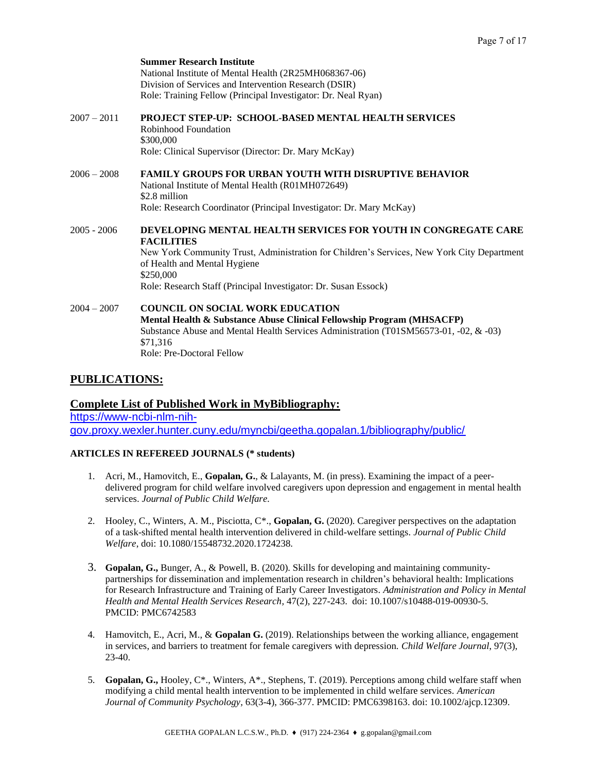**Summer Research Institute**
National Institute of Mental Health (2R25MH068367-06)
Division of Services and Intervention Research (DSIR)
Role: Training Fellow (Principal Investigator: Dr. Neal Ryan)

2007 – 2011 **PROJECT STEP-UP: SCHOOL-BASED MENTAL HEALTH SERVICES**
Robinhood Foundation
$300,000
Role: Clinical Supervisor (Director: Dr. Mary McKay)

2006 – 2008 **FAMILY GROUPS FOR URBAN YOUTH WITH DISRUPTIVE BEHAVIOR**
National Institute of Mental Health (R01MH072649)
$2.8 million
Role: Research Coordinator (Principal Investigator: Dr. Mary McKay)

2005 - 2006 **DEVELOPING MENTAL HEALTH SERVICES FOR YOUTH IN CONGREGATE CARE FACILITIES**
New York Community Trust, Administration for Children's Services, New York City Department of Health and Mental Hygiene
$250,000
Role: Research Staff (Principal Investigator: Dr. Susan Essock)

2004 – 2007 **COUNCIL ON SOCIAL WORK EDUCATION**
**Mental Health & Substance Abuse Clinical Fellowship Program (MHSACFP)**
Substance Abuse and Mental Health Services Administration (T01SM56573-01, -02, & -03)
$71,316
Role: Pre-Doctoral Fellow

## PUBLICATIONS:

### Complete List of Published Work in MyBibliography:

https://www-ncbi-nlm-nih-gov.proxy.wexler.hunter.cuny.edu/myncbi/geetha.gopalan.1/bibliography/public/

**ARTICLES IN REFEREED JOURNALS (* students)**

1. Acri, M., Hamovitch, E., **Gopalan, G.**, & Lalayants, M. (in press). Examining the impact of a peer-delivered program for child welfare involved caregivers upon depression and engagement in mental health services. *Journal of Public Child Welfare.*

2. Hooley, C., Winters, A. M., Pisciotta, C*., **Gopalan, G.** (2020). Caregiver perspectives on the adaptation of a task-shifted mental health intervention delivered in child-welfare settings. *Journal of Public Child Welfare*, doi: 10.1080/15548732.2020.1724238.

3. **Gopalan, G.,** Bunger, A., & Powell, B. (2020). Skills for developing and maintaining community-partnerships for dissemination and implementation research in children's behavioral health: Implications for Research Infrastructure and Training of Early Career Investigators. *Administration and Policy in Mental Health and Mental Health Services Research*, 47(2), 227-243. doi: 10.1007/s10488-019-00930-5. PMCID: PMC6742583

4. Hamovitch, E., Acri, M., & **Gopalan G.** (2019). Relationships between the working alliance, engagement in services, and barriers to treatment for female caregivers with depression. *Child Welfare Journal*, 97(3), 23-40.

5. **Gopalan, G.,** Hooley, C*., Winters, A*., Stephens, T. (2019). Perceptions among child welfare staff when modifying a child mental health intervention to be implemented in child welfare services. *American Journal of Community Psychology*, 63(3-4), 366-377. PMCID: PMC6398163. doi: 10.1002/ajcp.12309.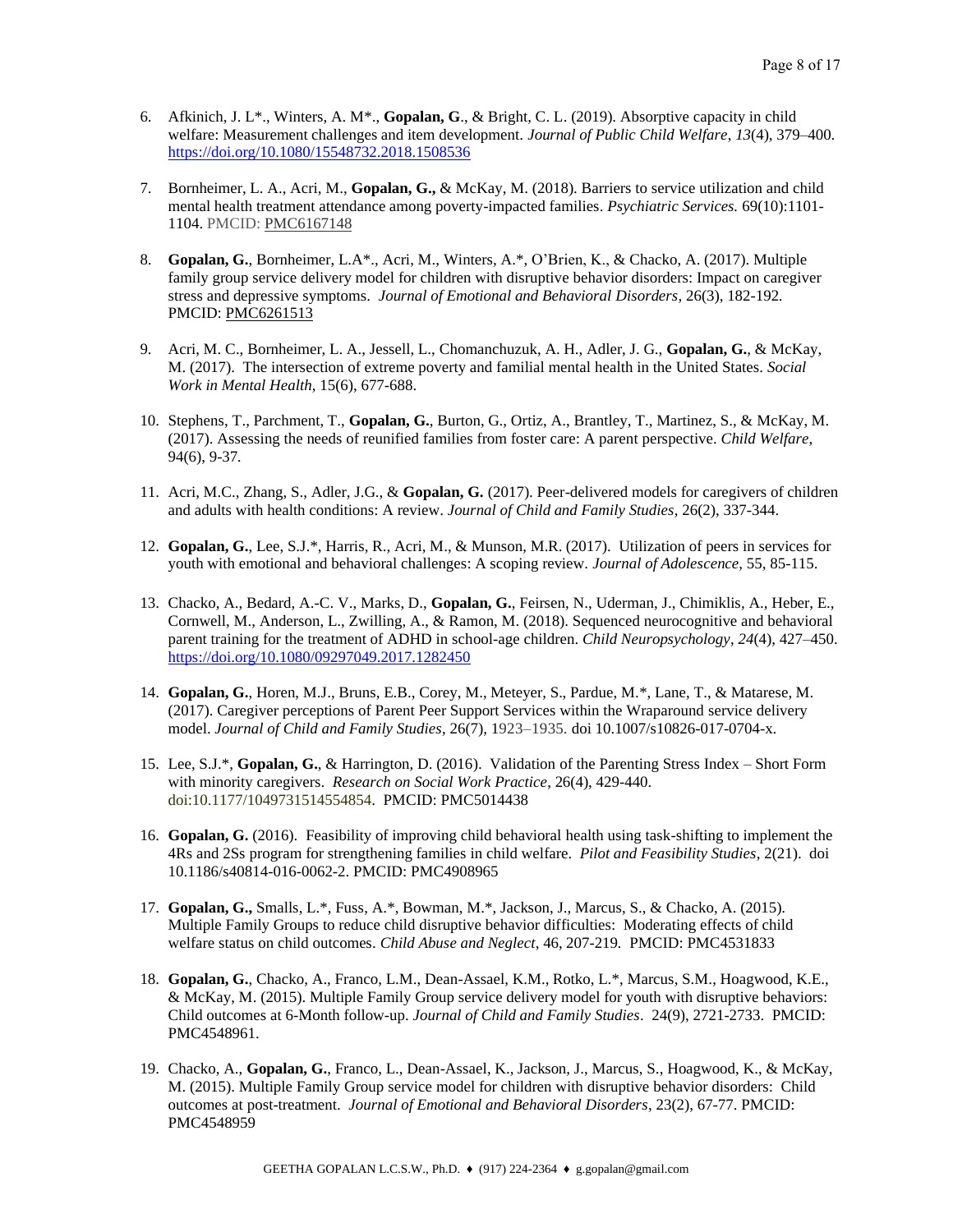6. Afkinich, J. L*., Winters, A. M*., **Gopalan, G**., & Bright, C. L. (2019). Absorptive capacity in child welfare: Measurement challenges and item development. *Journal of Public Child Welfare, 13*(4), 379–400. https://doi.org/10.1080/15548732.2018.1508536

7. Bornheimer, L. A., Acri, M., **Gopalan, G.,** & McKay, M. (2018). Barriers to service utilization and child mental health treatment attendance among poverty-impacted families. *Psychiatric Services.* 69(10):1101-1104. PMCID: PMC6167148

8. **Gopalan, G.**, Bornheimer, L.A*., Acri, M., Winters, A.*, O'Brien, K., & Chacko, A. (2017). Multiple family group service delivery model for children with disruptive behavior disorders: Impact on caregiver stress and depressive symptoms. *Journal of Emotional and Behavioral Disorders*, 26(3), 182-192. PMCID: PMC6261513

9. Acri, M. C., Bornheimer, L. A., Jessell, L., Chomanchuzuk, A. H., Adler, J. G., **Gopalan, G.**, & McKay, M. (2017). The intersection of extreme poverty and familial mental health in the United States. *Social Work in Mental Health*, 15(6), 677-688.

10. Stephens, T., Parchment, T., **Gopalan, G.**, Burton, G., Ortiz, A., Brantley, T., Martinez, S., & McKay, M. (2017). Assessing the needs of reunified families from foster care: A parent perspective. *Child Welfare,* 94(6), 9-37.

11. Acri, M.C., Zhang, S., Adler, J.G., & **Gopalan, G.** (2017). Peer-delivered models for caregivers of children and adults with health conditions: A review. *Journal of Child and Family Studies*, 26(2), 337-344.

12. **Gopalan, G.**, Lee, S.J.*, Harris, R., Acri, M., & Munson, M.R. (2017). Utilization of peers in services for youth with emotional and behavioral challenges: A scoping review. *Journal of Adolescence,* 55, 85-115.

13. Chacko, A., Bedard, A.-C. V., Marks, D., **Gopalan, G.**, Feirsen, N., Uderman, J., Chimiklis, A., Heber, E., Cornwell, M., Anderson, L., Zwilling, A., & Ramon, M. (2018). Sequenced neurocognitive and behavioral parent training for the treatment of ADHD in school-age children. *Child Neuropsychology*, *24*(4), 427–450. https://doi.org/10.1080/09297049.2017.1282450

14. **Gopalan, G.**, Horen, M.J., Bruns, E.B., Corey, M., Meteyer, S., Pardue, M.*, Lane, T., & Matarese, M. (2017). Caregiver perceptions of Parent Peer Support Services within the Wraparound service delivery model. *Journal of Child and Family Studies*, 26(7), 1923–1935. doi 10.1007/s10826-017-0704-x.

15. Lee, S.J.*, **Gopalan, G.**, & Harrington, D. (2016). Validation of the Parenting Stress Index – Short Form with minority caregivers. *Research on Social Work Practice*, 26(4), 429-440. doi:10.1177/1049731514554854. PMCID: PMC5014438

16. **Gopalan, G.** (2016). Feasibility of improving child behavioral health using task-shifting to implement the 4Rs and 2Ss program for strengthening families in child welfare. *Pilot and Feasibility Studies*, 2(21). doi 10.1186/s40814-016-0062-2. PMCID: PMC4908965

17. **Gopalan, G.,** Smalls, L.*, Fuss, A.*, Bowman, M.*, Jackson, J., Marcus, S., & Chacko, A. (2015). Multiple Family Groups to reduce child disruptive behavior difficulties: Moderating effects of child welfare status on child outcomes. *Child Abuse and Neglect*, 46, 207-219. PMCID: PMC4531833

18. **Gopalan, G.**, Chacko, A., Franco, L.M., Dean-Assael, K.M., Rotko, L.*, Marcus, S.M., Hoagwood, K.E., & McKay, M. (2015). Multiple Family Group service delivery model for youth with disruptive behaviors: Child outcomes at 6-Month follow-up. *Journal of Child and Family Studies*. 24(9), 2721-2733. PMCID: PMC4548961.

19. Chacko, A., **Gopalan, G.**, Franco, L., Dean-Assael, K., Jackson, J., Marcus, S., Hoagwood, K., & McKay, M. (2015). Multiple Family Group service model for children with disruptive behavior disorders: Child outcomes at post-treatment. *Journal of Emotional and Behavioral Disorders*, 23(2), 67-77. PMCID: PMC4548959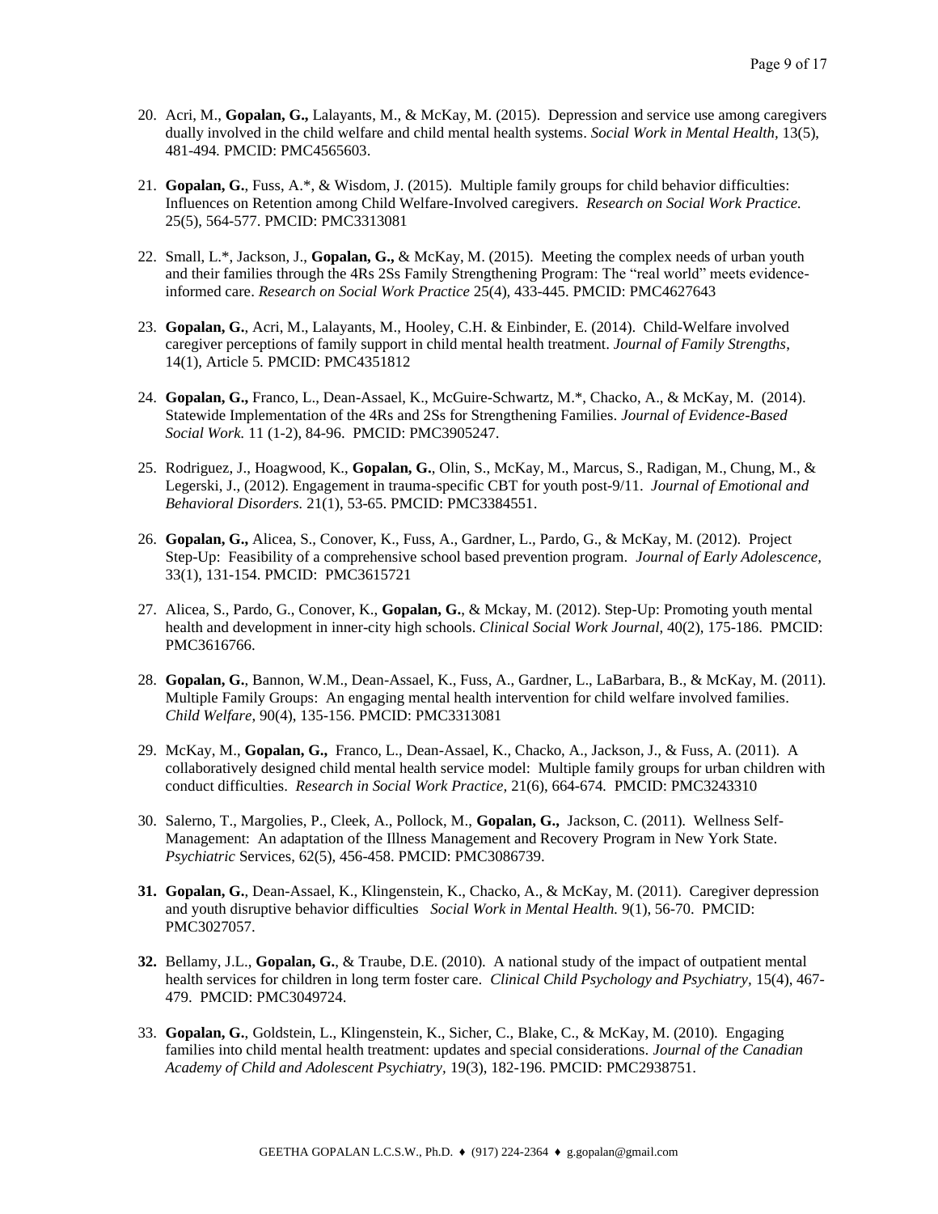20. Acri, M., **Gopalan, G.,** Lalayants, M., & McKay, M. (2015). Depression and service use among caregivers dually involved in the child welfare and child mental health systems. *Social Work in Mental Health*, 13(5), 481-494. PMCID: PMC4565603.

21. **Gopalan, G.**, Fuss, A.*, & Wisdom, J. (2015). Multiple family groups for child behavior difficulties: Influences on Retention among Child Welfare-Involved caregivers. *Research on Social Work Practice.* 25(5), 564-577. PMCID: PMC3313081

22. Small, L.*, Jackson, J., **Gopalan, G.,** & McKay, M. (2015). Meeting the complex needs of urban youth and their families through the 4Rs 2Ss Family Strengthening Program: The "real world" meets evidence-informed care. *Research on Social Work Practice* 25(4), 433-445. PMCID: PMC4627643

23. **Gopalan, G.**, Acri, M., Lalayants, M., Hooley, C.H. & Einbinder, E. (2014). Child-Welfare involved caregiver perceptions of family support in child mental health treatment. *Journal of Family Strengths*, 14(1), Article 5. PMCID: PMC4351812

24. **Gopalan, G.,** Franco, L., Dean-Assael, K., McGuire-Schwartz, M.*, Chacko, A., & McKay, M. (2014). Statewide Implementation of the 4Rs and 2Ss for Strengthening Families. *Journal of Evidence-Based Social Work.* 11 (1-2), 84-96. PMCID: PMC3905247.

25. Rodriguez, J., Hoagwood, K., **Gopalan, G.**, Olin, S., McKay, M., Marcus, S., Radigan, M., Chung, M., & Legerski, J., (2012). Engagement in trauma-specific CBT for youth post-9/11. *Journal of Emotional and Behavioral Disorders.* 21(1), 53-65. PMCID: PMC3384551.

26. **Gopalan, G.,** Alicea, S., Conover, K., Fuss, A., Gardner, L., Pardo, G., & McKay, M. (2012). Project Step-Up: Feasibility of a comprehensive school based prevention program. *Journal of Early Adolescence,* 33(1), 131-154. PMCID: PMC3615721

27. Alicea, S., Pardo, G., Conover, K., **Gopalan, G.**, & Mckay, M. (2012). Step-Up: Promoting youth mental health and development in inner-city high schools. *Clinical Social Work Journal*, 40(2), 175-186. PMCID: PMC3616766.

28. **Gopalan, G.**, Bannon, W.M., Dean-Assael, K., Fuss, A., Gardner, L., LaBarbara, B., & McKay, M. (2011). Multiple Family Groups: An engaging mental health intervention for child welfare involved families. *Child Welfare*, 90(4), 135-156. PMCID: PMC3313081

29. McKay, M., **Gopalan, G.,** Franco, L., Dean-Assael, K., Chacko, A., Jackson, J., & Fuss, A. (2011). A collaboratively designed child mental health service model: Multiple family groups for urban children with conduct difficulties. *Research in Social Work Practice,* 21(6), 664-674. PMCID: PMC3243310

30. Salerno, T., Margolies, P., Cleek, A., Pollock, M., **Gopalan, G.,** Jackson, C. (2011). Wellness Self-Management: An adaptation of the Illness Management and Recovery Program in New York State. *Psychiatric* Services, 62(5), 456-458. PMCID: PMC3086739.

31. **Gopalan, G.**, Dean-Assael, K., Klingenstein, K., Chacko, A., & McKay, M. (2011). Caregiver depression and youth disruptive behavior difficulties *Social Work in Mental Health.* 9(1), 56-70. PMCID: PMC3027057.

32. Bellamy, J.L., **Gopalan, G.**, & Traube, D.E. (2010). A national study of the impact of outpatient mental health services for children in long term foster care. *Clinical Child Psychology and Psychiatry*, 15(4), 467-479. PMCID: PMC3049724.

33. **Gopalan, G.**, Goldstein, L., Klingenstein, K., Sicher, C., Blake, C., & McKay, M. (2010). Engaging families into child mental health treatment: updates and special considerations. *Journal of the Canadian Academy of Child and Adolescent Psychiatry,* 19(3), 182-196. PMCID: PMC2938751.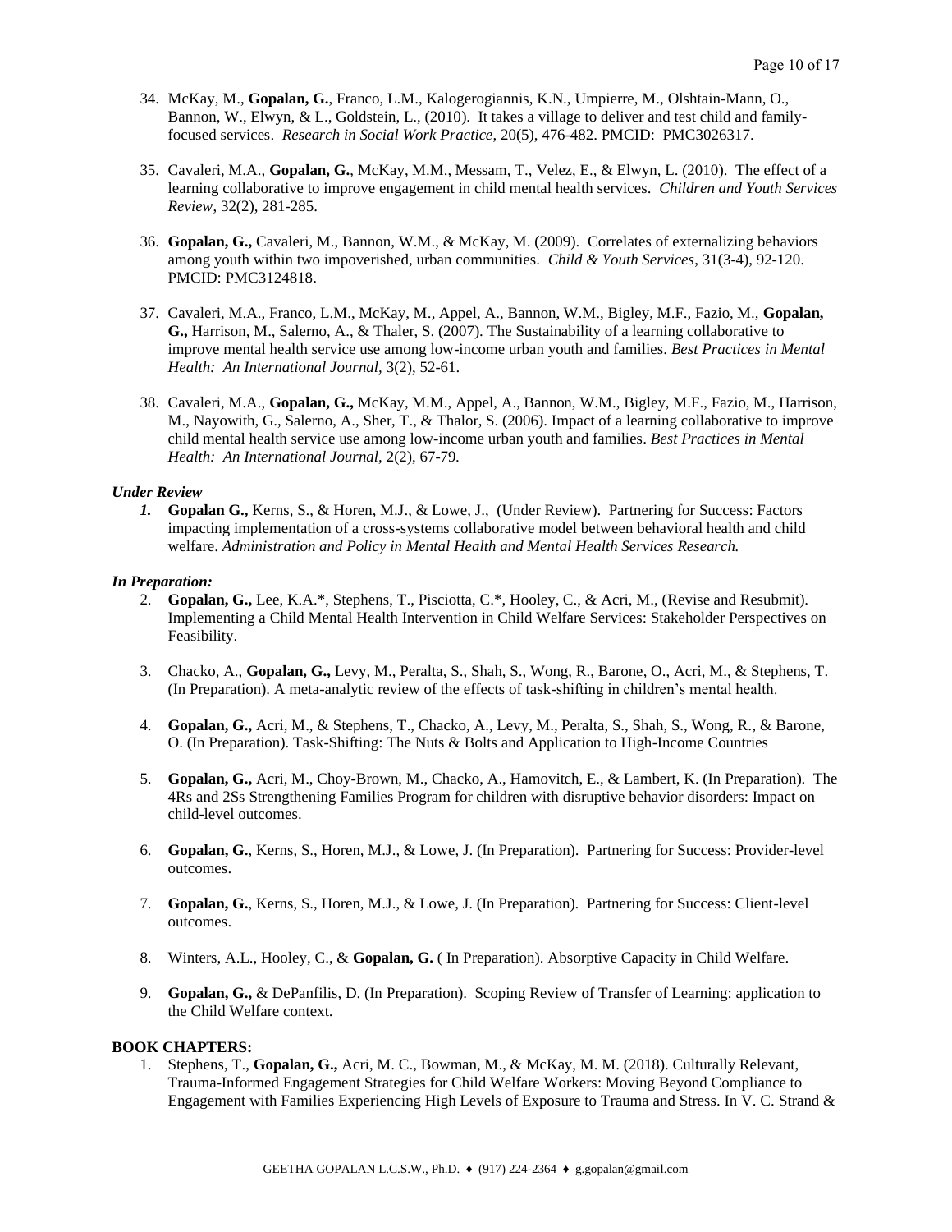34. McKay, M., **Gopalan, G.**, Franco, L.M., Kalogerogiannis, K.N., Umpierre, M., Olshtain-Mann, O., Bannon, W., Elwyn, & L., Goldstein, L., (2010). It takes a village to deliver and test child and family-focused services. *Research in Social Work Practice*, 20(5), 476-482. PMCID: PMC3026317.

35. Cavaleri, M.A., **Gopalan, G.**, McKay, M.M., Messam, T., Velez, E., & Elwyn, L. (2010). The effect of a learning collaborative to improve engagement in child mental health services. *Children and Youth Services Review*, 32(2), 281-285.

36. **Gopalan, G.,** Cavaleri, M., Bannon, W.M., & McKay, M. (2009). Correlates of externalizing behaviors among youth within two impoverished, urban communities. *Child & Youth Services*, 31(3-4), 92-120. PMCID: PMC3124818.

37. Cavaleri, M.A., Franco, L.M., McKay, M., Appel, A., Bannon, W.M., Bigley, M.F., Fazio, M., **Gopalan, G.,** Harrison, M., Salerno, A., & Thaler, S. (2007). The Sustainability of a learning collaborative to improve mental health service use among low-income urban youth and families. *Best Practices in Mental Health: An International Journal*, 3(2), 52-61.

38. Cavaleri, M.A., **Gopalan, G.,** McKay, M.M., Appel, A., Bannon, W.M., Bigley, M.F., Fazio, M., Harrison, M., Nayowith, G., Salerno, A., Sher, T., & Thalor, S. (2006). Impact of a learning collaborative to improve child mental health service use among low-income urban youth and families. *Best Practices in Mental Health: An International Journal*, 2(2), 67-79.

***Under Review***

1. **Gopalan G.,** Kerns, S., & Horen, M.J., & Lowe, J., (Under Review). Partnering for Success: Factors impacting implementation of a cross-systems collaborative model between behavioral health and child welfare. *Administration and Policy in Mental Health and Mental Health Services Research.*

***In Preparation:***

2. **Gopalan, G.,** Lee, K.A.*, Stephens, T., Pisciotta, C.*, Hooley, C., & Acri, M., (Revise and Resubmit). Implementing a Child Mental Health Intervention in Child Welfare Services: Stakeholder Perspectives on Feasibility.

3. Chacko, A., **Gopalan, G.,** Levy, M., Peralta, S., Shah, S., Wong, R., Barone, O., Acri, M., & Stephens, T. (In Preparation). A meta-analytic review of the effects of task-shifting in children's mental health.

4. **Gopalan, G.,** Acri, M., & Stephens, T., Chacko, A., Levy, M., Peralta, S., Shah, S., Wong, R., & Barone, O. (In Preparation). Task-Shifting: The Nuts & Bolts and Application to High-Income Countries

5. **Gopalan, G.,** Acri, M., Choy-Brown, M., Chacko, A., Hamovitch, E., & Lambert, K. (In Preparation). The 4Rs and 2Ss Strengthening Families Program for children with disruptive behavior disorders: Impact on child-level outcomes.

6. **Gopalan, G.**, Kerns, S., Horen, M.J., & Lowe, J. (In Preparation). Partnering for Success: Provider-level outcomes.

7. **Gopalan, G.**, Kerns, S., Horen, M.J., & Lowe, J. (In Preparation). Partnering for Success: Client-level outcomes.

8. Winters, A.L., Hooley, C., & **Gopalan, G.** ( In Preparation). Absorptive Capacity in Child Welfare.

9. **Gopalan, G.,** & DePanfilis, D. (In Preparation). Scoping Review of Transfer of Learning: application to the Child Welfare context.

**BOOK CHAPTERS:**

1. Stephens, T., **Gopalan, G.,** Acri, M. C., Bowman, M., & McKay, M. M. (2018). Culturally Relevant, Trauma-Informed Engagement Strategies for Child Welfare Workers: Moving Beyond Compliance to Engagement with Families Experiencing High Levels of Exposure to Trauma and Stress. In V. C. Strand &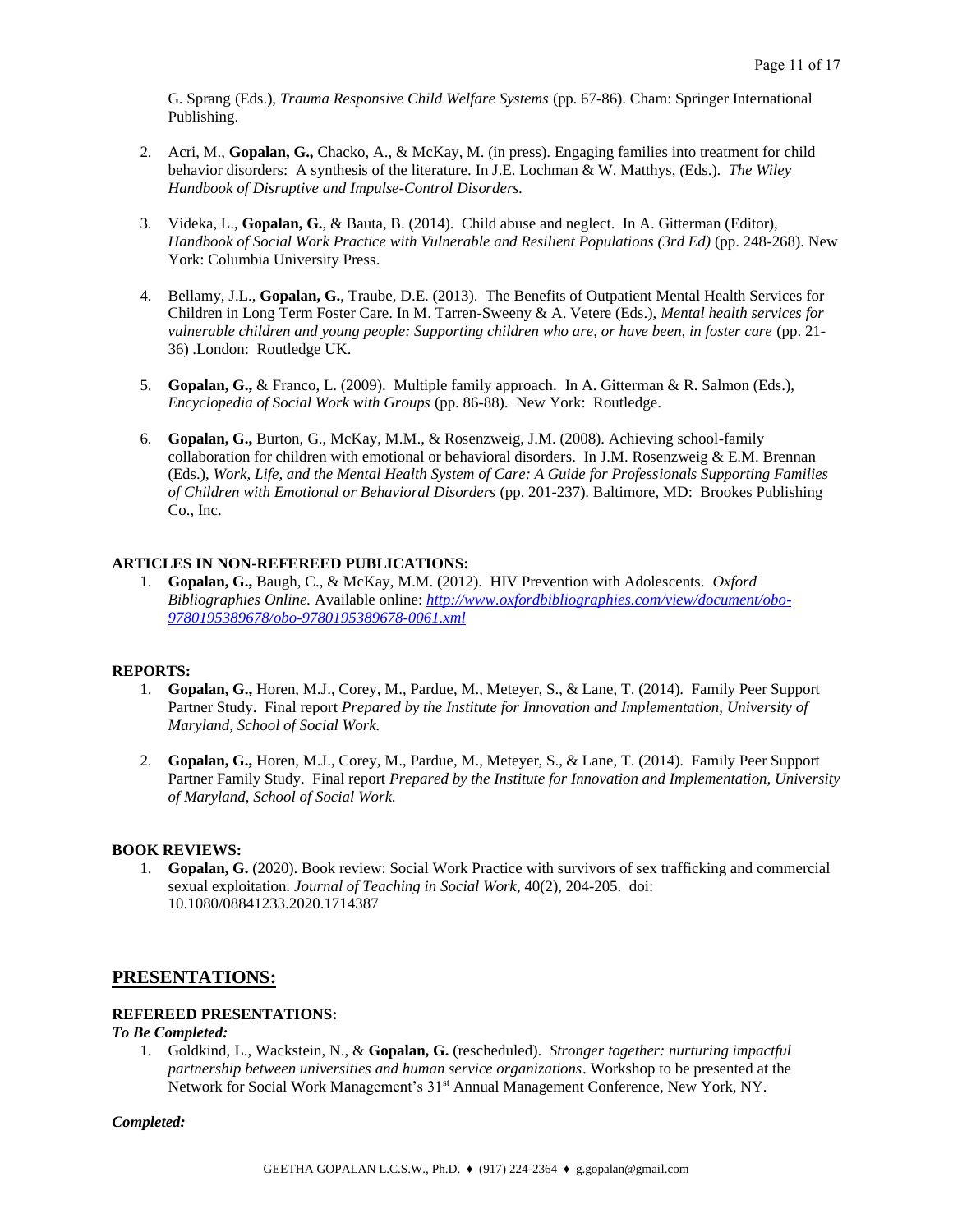G. Sprang (Eds.), *Trauma Responsive Child Welfare Systems* (pp. 67-86). Cham: Springer International Publishing.

2. Acri, M., **Gopalan, G.,** Chacko, A., & McKay, M. (in press). Engaging families into treatment for child behavior disorders: A synthesis of the literature. In J.E. Lochman & W. Matthys, (Eds.). *The Wiley Handbook of Disruptive and Impulse-Control Disorders.*

3. Videka, L., **Gopalan, G.**, & Bauta, B. (2014). Child abuse and neglect. In A. Gitterman (Editor), *Handbook of Social Work Practice with Vulnerable and Resilient Populations (3rd Ed)* (pp. 248-268). New York: Columbia University Press.

4. Bellamy, J.L., **Gopalan, G.**, Traube, D.E. (2013). The Benefits of Outpatient Mental Health Services for Children in Long Term Foster Care. In M. Tarren-Sweeny & A. Vetere (Eds.), *Mental health services for vulnerable children and young people: Supporting children who are, or have been, in foster care* (pp. 21-36) .London: Routledge UK.

5. **Gopalan, G.,** & Franco, L. (2009). Multiple family approach. In A. Gitterman & R. Salmon (Eds.), *Encyclopedia of Social Work with Groups* (pp. 86-88). New York: Routledge.

6. **Gopalan, G.,** Burton, G., McKay, M.M., & Rosenzweig, J.M. (2008). Achieving school-family collaboration for children with emotional or behavioral disorders. In J.M. Rosenzweig & E.M. Brennan (Eds.), *Work, Life, and the Mental Health System of Care: A Guide for Professionals Supporting Families of Children with Emotional or Behavioral Disorders* (pp. 201-237). Baltimore, MD: Brookes Publishing Co., Inc.

**ARTICLES IN NON-REFEREED PUBLICATIONS:**

1. **Gopalan, G.,** Baugh, C., & McKay, M.M. (2012). HIV Prevention with Adolescents. *Oxford Bibliographies Online.* Available online: [http://www.oxfordbibliographies.com/view/document/obo-9780195389678/obo-9780195389678-0061.xml](http://www.oxfordbibliographies.com/view/document/obo-9780195389678/obo-9780195389678-0061.xml)

**REPORTS:**

1. **Gopalan, G.,** Horen, M.J., Corey, M., Pardue, M., Meteyer, S., & Lane, T. (2014). Family Peer Support Partner Study. Final report *Prepared by the Institute for Innovation and Implementation, University of Maryland, School of Social Work.*

2. **Gopalan, G.,** Horen, M.J., Corey, M., Pardue, M., Meteyer, S., & Lane, T. (2014). Family Peer Support Partner Family Study. Final report *Prepared by the Institute for Innovation and Implementation, University of Maryland, School of Social Work.*

**BOOK REVIEWS:**

1. **Gopalan, G.** (2020). Book review: Social Work Practice with survivors of sex trafficking and commercial sexual exploitation. *Journal of Teaching in Social Work*, 40(2), 204-205. doi: 10.1080/08841233.2020.1714387

## PRESENTATIONS:

**REFEREED PRESENTATIONS:**

***To Be Completed:***

1. Goldkind, L., Wackstein, N., & **Gopalan, G.** (rescheduled). *Stronger together: nurturing impactful partnership between universities and human service organizations*. Workshop to be presented at the Network for Social Work Management's 31st Annual Management Conference, New York, NY.

***Completed:***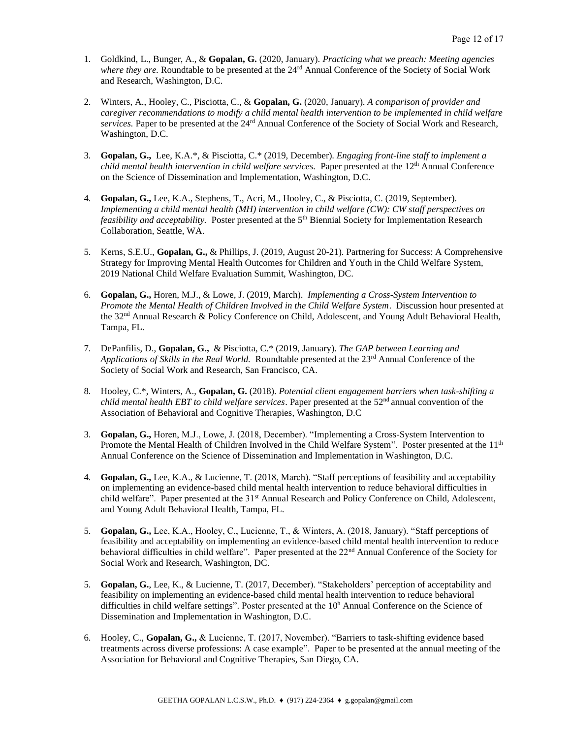1. Goldkind, L., Bunger, A., & **Gopalan, G.** (2020, January). *Practicing what we preach: Meeting agencies where they are.* Roundtable to be presented at the 24rd Annual Conference of the Society of Social Work and Research, Washington, D.C.

2. Winters, A., Hooley, C., Pisciotta, C., & **Gopalan, G.** (2020, January). *A comparison of provider and caregiver recommendations to modify a child mental health intervention to be implemented in child welfare services.* Paper to be presented at the 24rd Annual Conference of the Society of Social Work and Research, Washington, D.C.

3. **Gopalan, G.,** Lee, K.A.*, & Pisciotta, C.* (2019, December). *Engaging front-line staff to implement a child mental health intervention in child welfare services.* Paper presented at the 12th Annual Conference on the Science of Dissemination and Implementation, Washington, D.C.

4. **Gopalan, G.,** Lee, K.A., Stephens, T., Acri, M., Hooley, C., & Pisciotta, C. (2019, September). *Implementing a child mental health (MH) intervention in child welfare (CW): CW staff perspectives on feasibility and acceptability.* Poster presented at the 5th Biennial Society for Implementation Research Collaboration, Seattle, WA.

5. Kerns, S.E.U., **Gopalan, G.,** & Phillips, J. (2019, August 20-21). Partnering for Success: A Comprehensive Strategy for Improving Mental Health Outcomes for Children and Youth in the Child Welfare System, 2019 National Child Welfare Evaluation Summit, Washington, DC.

6. **Gopalan, G.,** Horen, M.J., & Lowe, J. (2019, March). *Implementing a Cross-System Intervention to Promote the Mental Health of Children Involved in the Child Welfare System*. Discussion hour presented at the 32nd Annual Research & Policy Conference on Child, Adolescent, and Young Adult Behavioral Health, Tampa, FL.

7. DePanfilis, D., **Gopalan, G.,** & Pisciotta, C.* (2019, January). *The GAP between Learning and Applications of Skills in the Real World.* Roundtable presented at the 23rd Annual Conference of the Society of Social Work and Research, San Francisco, CA.

8. Hooley, C.*, Winters, A., **Gopalan, G.** (2018). *Potential client engagement barriers when task-shifting a child mental health EBT to child welfare services*. Paper presented at the 52nd annual convention of the Association of Behavioral and Cognitive Therapies, Washington, D.C

3. **Gopalan, G.,** Horen, M.J., Lowe, J. (2018, December). "Implementing a Cross-System Intervention to Promote the Mental Health of Children Involved in the Child Welfare System". Poster presented at the 11th Annual Conference on the Science of Dissemination and Implementation in Washington, D.C.

4. **Gopalan, G.,** Lee, K.A., & Lucienne, T. (2018, March). "Staff perceptions of feasibility and acceptability on implementing an evidence-based child mental health intervention to reduce behavioral difficulties in child welfare". Paper presented at the 31st Annual Research and Policy Conference on Child, Adolescent, and Young Adult Behavioral Health, Tampa, FL.

5. **Gopalan, G.,** Lee, K.A., Hooley, C., Lucienne, T., & Winters, A. (2018, January). "Staff perceptions of feasibility and acceptability on implementing an evidence-based child mental health intervention to reduce behavioral difficulties in child welfare". Paper presented at the 22nd Annual Conference of the Society for Social Work and Research, Washington, DC.

5. **Gopalan, G.**, Lee, K., & Lucienne, T. (2017, December). "Stakeholders' perception of acceptability and feasibility on implementing an evidence-based child mental health intervention to reduce behavioral difficulties in child welfare settings". Poster presented at the 10h Annual Conference on the Science of Dissemination and Implementation in Washington, D.C.

6. Hooley, C., **Gopalan, G.,** & Lucienne, T. (2017, November). "Barriers to task-shifting evidence based treatments across diverse professions: A case example". Paper to be presented at the annual meeting of the Association for Behavioral and Cognitive Therapies, San Diego, CA.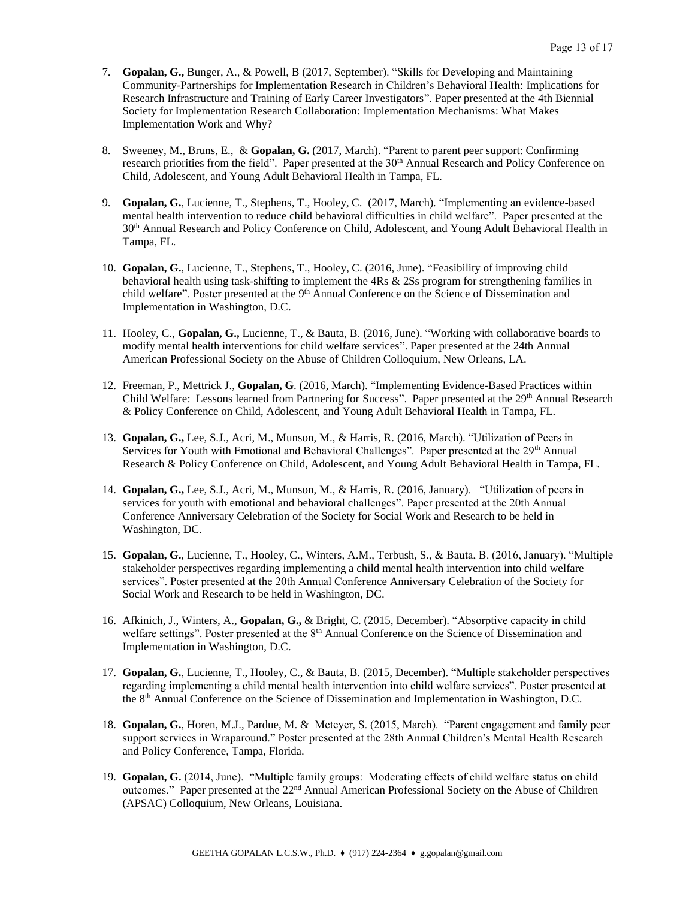7. **Gopalan, G.,** Bunger, A., & Powell, B (2017, September). "Skills for Developing and Maintaining Community-Partnerships for Implementation Research in Children's Behavioral Health: Implications for Research Infrastructure and Training of Early Career Investigators". Paper presented at the 4th Biennial Society for Implementation Research Collaboration: Implementation Mechanisms: What Makes Implementation Work and Why?

8. Sweeney, M., Bruns, E., & **Gopalan, G.** (2017, March). "Parent to parent peer support: Confirming research priorities from the field". Paper presented at the 30th Annual Research and Policy Conference on Child, Adolescent, and Young Adult Behavioral Health in Tampa, FL.

9. **Gopalan, G.**, Lucienne, T., Stephens, T., Hooley, C. (2017, March). "Implementing an evidence-based mental health intervention to reduce child behavioral difficulties in child welfare". Paper presented at the 30th Annual Research and Policy Conference on Child, Adolescent, and Young Adult Behavioral Health in Tampa, FL.

10. **Gopalan, G.**, Lucienne, T., Stephens, T., Hooley, C. (2016, June). "Feasibility of improving child behavioral health using task-shifting to implement the 4Rs & 2Ss program for strengthening families in child welfare". Poster presented at the 9th Annual Conference on the Science of Dissemination and Implementation in Washington, D.C.

11. Hooley, C., **Gopalan, G.,** Lucienne, T., & Bauta, B. (2016, June). "Working with collaborative boards to modify mental health interventions for child welfare services". Paper presented at the 24th Annual American Professional Society on the Abuse of Children Colloquium, New Orleans, LA.

12. Freeman, P., Mettrick J., **Gopalan, G**. (2016, March). "Implementing Evidence-Based Practices within Child Welfare: Lessons learned from Partnering for Success". Paper presented at the 29th Annual Research & Policy Conference on Child, Adolescent, and Young Adult Behavioral Health in Tampa, FL.

13. **Gopalan, G.,** Lee, S.J., Acri, M., Munson, M., & Harris, R. (2016, March). "Utilization of Peers in Services for Youth with Emotional and Behavioral Challenges". Paper presented at the 29th Annual Research & Policy Conference on Child, Adolescent, and Young Adult Behavioral Health in Tampa, FL.

14. **Gopalan, G.,** Lee, S.J., Acri, M., Munson, M., & Harris, R. (2016, January). "Utilization of peers in services for youth with emotional and behavioral challenges". Paper presented at the 20th Annual Conference Anniversary Celebration of the Society for Social Work and Research to be held in Washington, DC.

15. **Gopalan, G.**, Lucienne, T., Hooley, C., Winters, A.M., Terbush, S., & Bauta, B. (2016, January). "Multiple stakeholder perspectives regarding implementing a child mental health intervention into child welfare services". Poster presented at the 20th Annual Conference Anniversary Celebration of the Society for Social Work and Research to be held in Washington, DC.

16. Afkinich, J., Winters, A., **Gopalan, G.,** & Bright, C. (2015, December). "Absorptive capacity in child welfare settings". Poster presented at the 8th Annual Conference on the Science of Dissemination and Implementation in Washington, D.C.

17. **Gopalan, G.**, Lucienne, T., Hooley, C., & Bauta, B. (2015, December). "Multiple stakeholder perspectives regarding implementing a child mental health intervention into child welfare services". Poster presented at the 8th Annual Conference on the Science of Dissemination and Implementation in Washington, D.C.

18. **Gopalan, G.**, Horen, M.J., Pardue, M. & Meteyer, S. (2015, March). "Parent engagement and family peer support services in Wraparound." Poster presented at the 28th Annual Children's Mental Health Research and Policy Conference, Tampa, Florida.

19. **Gopalan, G.** (2014, June). "Multiple family groups: Moderating effects of child welfare status on child outcomes." Paper presented at the 22nd Annual American Professional Society on the Abuse of Children (APSAC) Colloquium, New Orleans, Louisiana.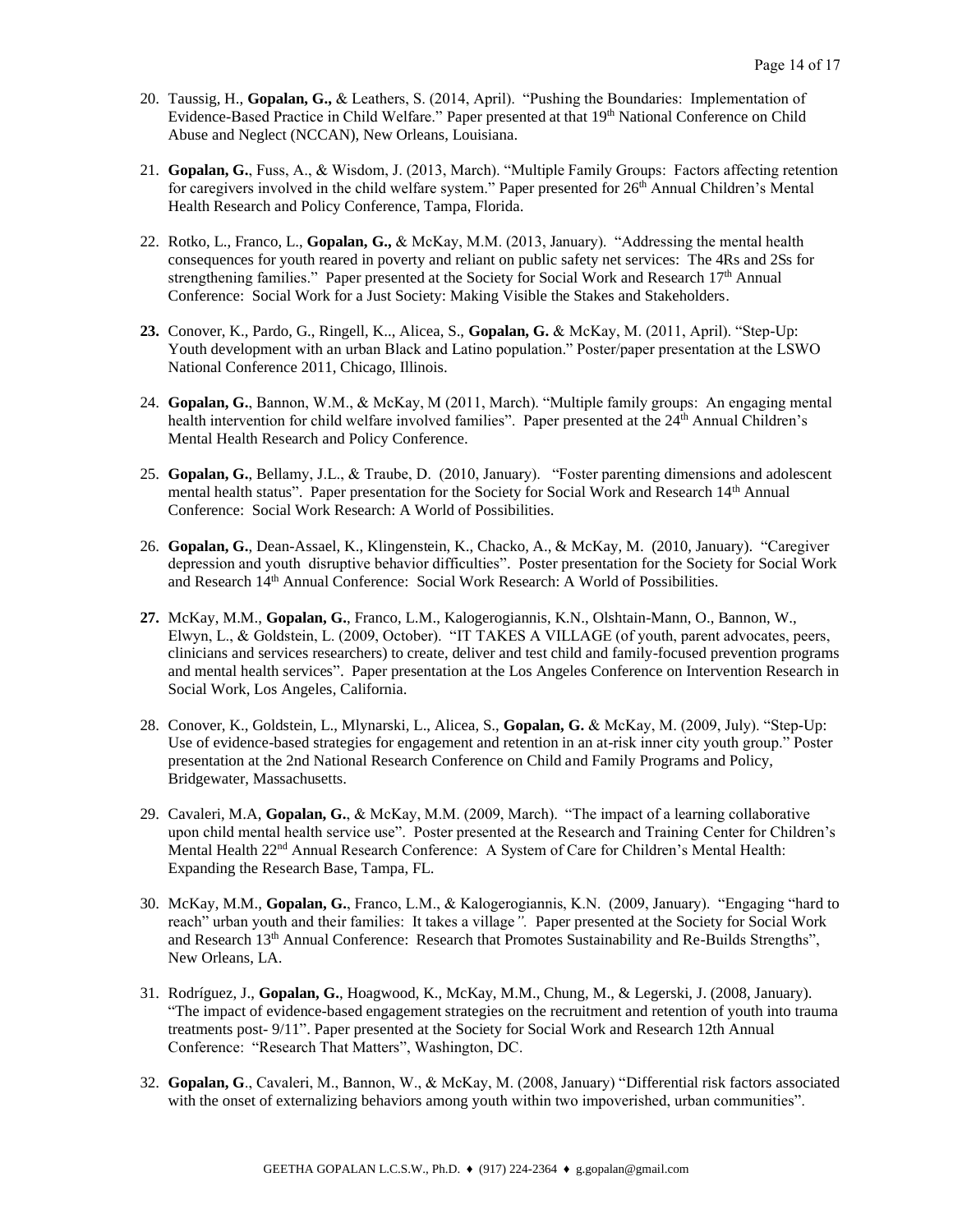20. Taussig, H., **Gopalan, G.,** & Leathers, S. (2014, April). "Pushing the Boundaries: Implementation of Evidence-Based Practice in Child Welfare." Paper presented at that 19th National Conference on Child Abuse and Neglect (NCCAN), New Orleans, Louisiana.

21. **Gopalan, G.**, Fuss, A., & Wisdom, J. (2013, March). "Multiple Family Groups: Factors affecting retention for caregivers involved in the child welfare system." Paper presented for 26th Annual Children's Mental Health Research and Policy Conference, Tampa, Florida.

22. Rotko, L., Franco, L., **Gopalan, G.,** & McKay, M.M. (2013, January). "Addressing the mental health consequences for youth reared in poverty and reliant on public safety net services: The 4Rs and 2Ss for strengthening families." Paper presented at the Society for Social Work and Research 17th Annual Conference: Social Work for a Just Society: Making Visible the Stakes and Stakeholders.

**23.** Conover, K., Pardo, G., Ringell, K.., Alicea, S., **Gopalan, G.** & McKay, M. (2011, April). "Step-Up: Youth development with an urban Black and Latino population." Poster/paper presentation at the LSWO National Conference 2011, Chicago, Illinois.

24. **Gopalan, G.**, Bannon, W.M., & McKay, M (2011, March). "Multiple family groups: An engaging mental health intervention for child welfare involved families". Paper presented at the 24th Annual Children's Mental Health Research and Policy Conference.

25. **Gopalan, G.**, Bellamy, J.L., & Traube, D. (2010, January). "Foster parenting dimensions and adolescent mental health status". Paper presentation for the Society for Social Work and Research 14th Annual Conference: Social Work Research: A World of Possibilities.

26. **Gopalan, G.**, Dean-Assael, K., Klingenstein, K., Chacko, A., & McKay, M. (2010, January). "Caregiver depression and youth disruptive behavior difficulties". Poster presentation for the Society for Social Work and Research 14th Annual Conference: Social Work Research: A World of Possibilities.

**27.** McKay, M.M., **Gopalan, G.**, Franco, L.M., Kalogerogiannis, K.N., Olshtain-Mann, O., Bannon, W., Elwyn, L., & Goldstein, L. (2009, October). "IT TAKES A VILLAGE (of youth, parent advocates, peers, clinicians and services researchers) to create, deliver and test child and family-focused prevention programs and mental health services". Paper presentation at the Los Angeles Conference on Intervention Research in Social Work, Los Angeles, California.

28. Conover, K., Goldstein, L., Mlynarski, L., Alicea, S., **Gopalan, G.** & McKay, M. (2009, July). "Step-Up: Use of evidence-based strategies for engagement and retention in an at-risk inner city youth group." Poster presentation at the 2nd National Research Conference on Child and Family Programs and Policy, Bridgewater, Massachusetts.

29. Cavaleri, M.A, **Gopalan, G.**, & McKay, M.M. (2009, March). "The impact of a learning collaborative upon child mental health service use". Poster presented at the Research and Training Center for Children's Mental Health 22nd Annual Research Conference: A System of Care for Children's Mental Health: Expanding the Research Base, Tampa, FL.

30. McKay, M.M., **Gopalan, G.**, Franco, L.M., & Kalogerogiannis, K.N. (2009, January). "Engaging "hard to reach" urban youth and their families: It takes a village*".* Paper presented at the Society for Social Work and Research 13th Annual Conference: Research that Promotes Sustainability and Re-Builds Strengths", New Orleans, LA.

31. Rodríguez, J., **Gopalan, G.**, Hoagwood, K., McKay, M.M., Chung, M., & Legerski, J. (2008, January). "The impact of evidence-based engagement strategies on the recruitment and retention of youth into trauma treatments post- 9/11". Paper presented at the Society for Social Work and Research 12th Annual Conference: "Research That Matters", Washington, DC.

32. **Gopalan, G**., Cavaleri, M., Bannon, W., & McKay, M. (2008, January) "Differential risk factors associated with the onset of externalizing behaviors among youth within two impoverished, urban communities".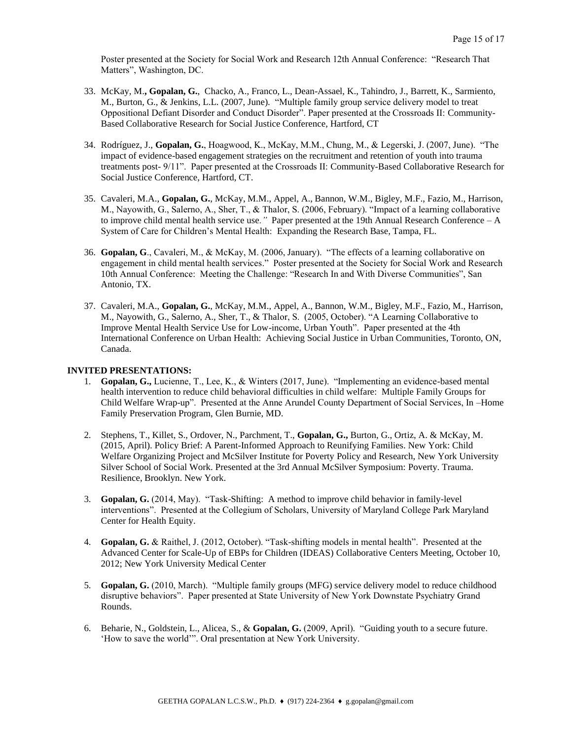Poster presented at the Society for Social Work and Research 12th Annual Conference: "Research That Matters", Washington, DC.

33. McKay, M., **Gopalan, G.**, Chacko, A., Franco, L., Dean-Assael, K., Tahindro, J., Barrett, K., Sarmiento, M., Burton, G., & Jenkins, L.L. (2007, June). "Multiple family group service delivery model to treat Oppositional Defiant Disorder and Conduct Disorder". Paper presented at the Crossroads II: Community-Based Collaborative Research for Social Justice Conference, Hartford, CT

34. Rodríguez, J., **Gopalan, G.**, Hoagwood, K., McKay, M.M., Chung, M., & Legerski, J. (2007, June). "The impact of evidence-based engagement strategies on the recruitment and retention of youth into trauma treatments post- 9/11". Paper presented at the Crossroads II: Community-Based Collaborative Research for Social Justice Conference, Hartford, CT.

35. Cavaleri, M.A., **Gopalan, G.**, McKay, M.M., Appel, A., Bannon, W.M., Bigley, M.F., Fazio, M., Harrison, M., Nayowith, G., Salerno, A., Sher, T., & Thalor, S. (2006, February). "Impact of a learning collaborative to improve child mental health service use." Paper presented at the 19th Annual Research Conference – A System of Care for Children's Mental Health: Expanding the Research Base, Tampa, FL.

36. **Gopalan, G**., Cavaleri, M., & McKay, M. (2006, January). "The effects of a learning collaborative on engagement in child mental health services." Poster presented at the Society for Social Work and Research 10th Annual Conference: Meeting the Challenge: "Research In and With Diverse Communities", San Antonio, TX.

37. Cavaleri, M.A., **Gopalan, G.**, McKay, M.M., Appel, A., Bannon, W.M., Bigley, M.F., Fazio, M., Harrison, M., Nayowith, G., Salerno, A., Sher, T., & Thalor, S. (2005, October). "A Learning Collaborative to Improve Mental Health Service Use for Low-income, Urban Youth". Paper presented at the 4th International Conference on Urban Health: Achieving Social Justice in Urban Communities, Toronto, ON, Canada.

**INVITED PRESENTATIONS:**

1. **Gopalan, G.,** Lucienne, T., Lee, K., & Winters (2017, June). "Implementing an evidence-based mental health intervention to reduce child behavioral difficulties in child welfare: Multiple Family Groups for Child Welfare Wrap-up". Presented at the Anne Arundel County Department of Social Services, In –Home Family Preservation Program, Glen Burnie, MD.

2. Stephens, T., Killet, S., Ordover, N., Parchment, T., **Gopalan, G.,** Burton, G., Ortiz, A. & McKay, M. (2015, April). Policy Brief: A Parent-Informed Approach to Reunifying Families. New York: Child Welfare Organizing Project and McSilver Institute for Poverty Policy and Research, New York University Silver School of Social Work. Presented at the 3rd Annual McSilver Symposium: Poverty. Trauma. Resilience, Brooklyn. New York.

3. **Gopalan, G.** (2014, May). "Task-Shifting: A method to improve child behavior in family-level interventions". Presented at the Collegium of Scholars, University of Maryland College Park Maryland Center for Health Equity.

4. **Gopalan, G.** & Raithel, J. (2012, October). "Task-shifting models in mental health". Presented at the Advanced Center for Scale-Up of EBPs for Children (IDEAS) Collaborative Centers Meeting, October 10, 2012; New York University Medical Center

5. **Gopalan, G.** (2010, March). "Multiple family groups (MFG) service delivery model to reduce childhood disruptive behaviors". Paper presented at State University of New York Downstate Psychiatry Grand Rounds.

6. Beharie, N., Goldstein, L., Alicea, S., & **Gopalan, G.** (2009, April). "Guiding youth to a secure future. 'How to save the world'". Oral presentation at New York University.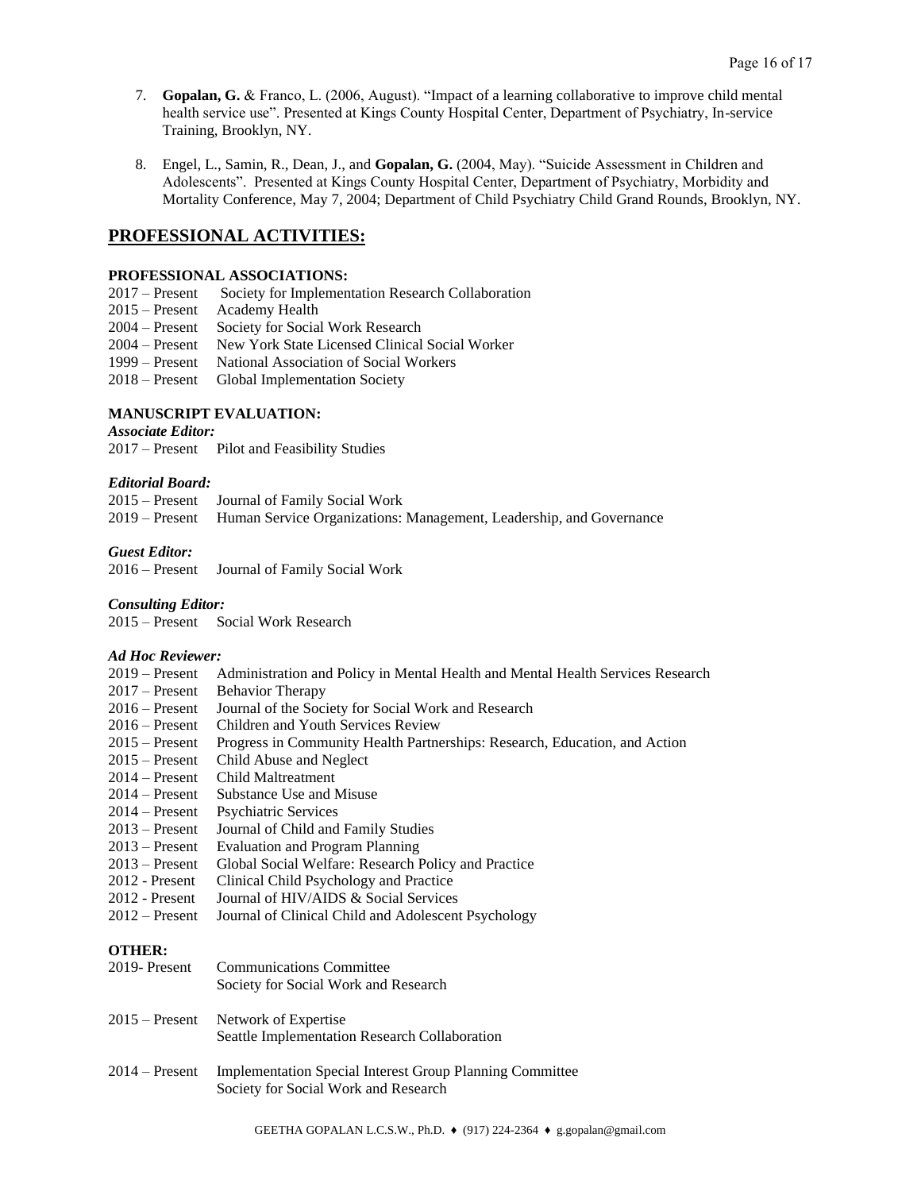7. **Gopalan, G.** & Franco, L. (2006, August). "Impact of a learning collaborative to improve child mental health service use". Presented at Kings County Hospital Center, Department of Psychiatry, In-service Training, Brooklyn, NY.

8. Engel, L., Samin, R., Dean, J., and **Gopalan, G.** (2004, May). "Suicide Assessment in Children and Adolescents". Presented at Kings County Hospital Center, Department of Psychiatry, Morbidity and Mortality Conference, May 7, 2004; Department of Child Psychiatry Child Grand Rounds, Brooklyn, NY.

## PROFESSIONAL ACTIVITIES:

### PROFESSIONAL ASSOCIATIONS:

2017 – Present Society for Implementation Research Collaboration
2015 – Present Academy Health
2004 – Present Society for Social Work Research
2004 – Present New York State Licensed Clinical Social Worker
1999 – Present National Association of Social Workers
2018 – Present Global Implementation Society

### MANUSCRIPT EVALUATION:

***Associate Editor:***

2017 – Present Pilot and Feasibility Studies

***Editorial Board:***

2015 – Present Journal of Family Social Work
2019 – Present Human Service Organizations: Management, Leadership, and Governance

***Guest Editor:***

2016 – Present Journal of Family Social Work

***Consulting Editor:***

2015 – Present Social Work Research

***Ad Hoc Reviewer:***

2019 – Present Administration and Policy in Mental Health and Mental Health Services Research
2017 – Present Behavior Therapy
2016 – Present Journal of the Society for Social Work and Research
2016 – Present Children and Youth Services Review
2015 – Present Progress in Community Health Partnerships: Research, Education, and Action
2015 – Present Child Abuse and Neglect
2014 – Present Child Maltreatment
2014 – Present Substance Use and Misuse
2014 – Present Psychiatric Services
2013 – Present Journal of Child and Family Studies
2013 – Present Evaluation and Program Planning
2013 – Present Global Social Welfare: Research Policy and Practice
2012 - Present Clinical Child Psychology and Practice
2012 - Present Journal of HIV/AIDS & Social Services
2012 – Present Journal of Clinical Child and Adolescent Psychology

### OTHER:

2019- Present Communications Committee
Society for Social Work and Research

2015 – Present Network of Expertise
Seattle Implementation Research Collaboration

2014 – Present Implementation Special Interest Group Planning Committee
Society for Social Work and Research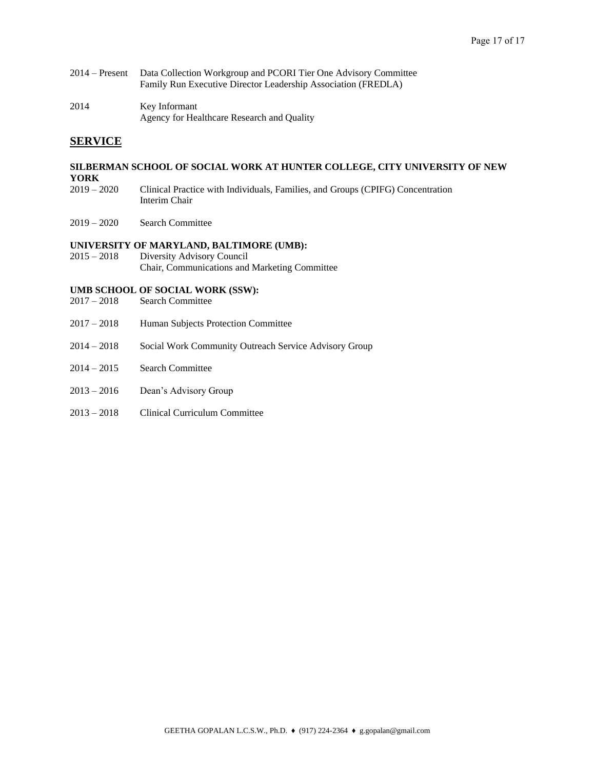2014 – Present Data Collection Workgroup and PCORI Tier One Advisory Committee
Family Run Executive Director Leadership Association (FREDLA)

2014 Key Informant
Agency for Healthcare Research and Quality

## SERVICE

**SILBERMAN SCHOOL OF SOCIAL WORK AT HUNTER COLLEGE, CITY UNIVERSITY OF NEW YORK**

2019 – 2020 Clinical Practice with Individuals, Families, and Groups (CPIFG) Concentration
Interim Chair

2019 – 2020 Search Committee

**UNIVERSITY OF MARYLAND, BALTIMORE (UMB):**

2015 – 2018 Diversity Advisory Council
Chair, Communications and Marketing Committee

**UMB SCHOOL OF SOCIAL WORK (SSW):**

2017 – 2018 Search Committee

2017 – 2018 Human Subjects Protection Committee

2014 – 2018 Social Work Community Outreach Service Advisory Group

2014 – 2015 Search Committee

2013 – 2016 Dean's Advisory Group

2013 – 2018 Clinical Curriculum Committee